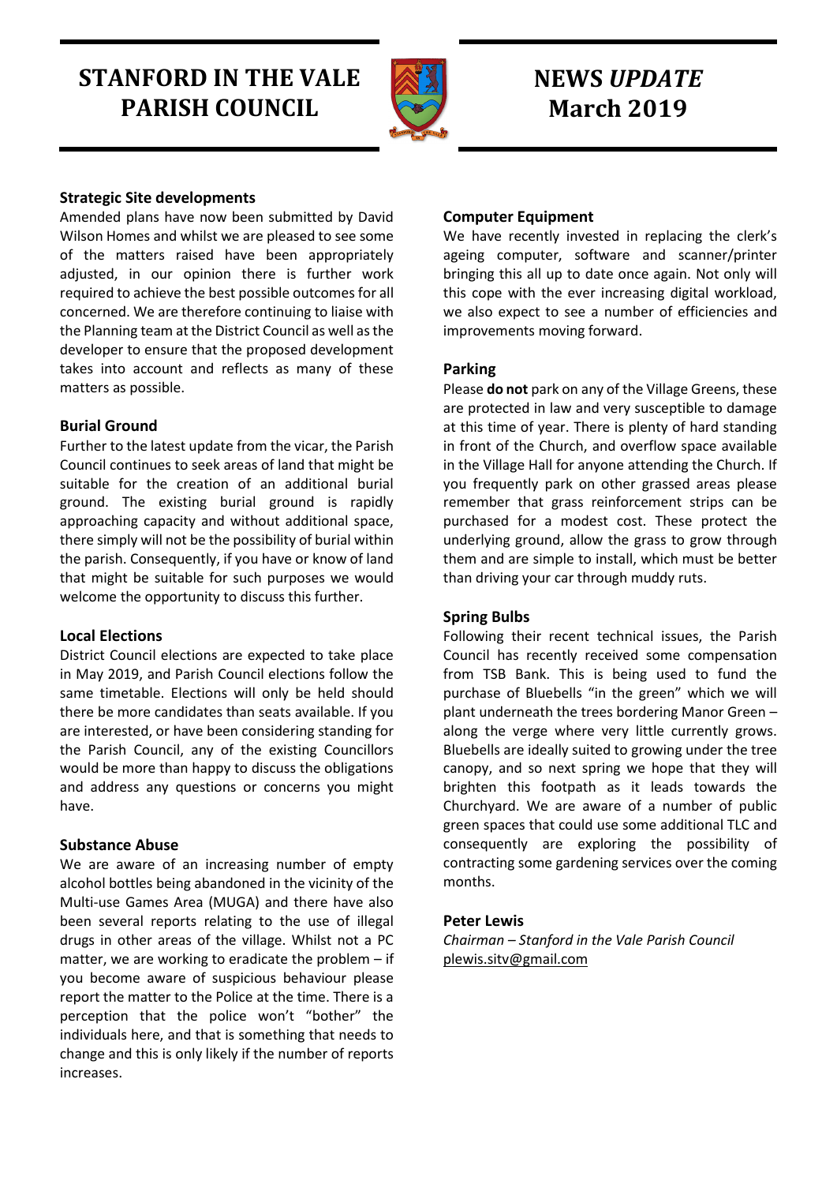# STANFORD IN THE VALE PARISH COUNCIL

# NEWS *UPDATE* March 2019

### Strategic Site developments

Amended plans have now been submitted by David Wilson Homes and whilst we are pleased to see some of the matters raised have been appropriately adjusted, in our opinion there is further work required to achieve the best possible outcomes for all concerned. We are therefore continuing to liaise with the Planning team at the District Council as well as the developer to ensure that the proposed development takes into account and reflects as many of these matters as possible.

### Burial Ground

Further to the latest update from the vicar, the Parish Council continues to seek areas of land that might be suitable for the creation of an additional burial ground. The existing burial ground is rapidly approaching capacity and without additional space, there simply will not be the possibility of burial within the parish. Consequently, if you have or know of land that might be suitable for such purposes we would welcome the opportunity to discuss this further.

### Local Elections

District Council elections are expected to take place in May 2019, and Parish Council elections follow the same timetable. Elections will only be held should there be more candidates than seats available. If you are interested, or have been considering standing for the Parish Council, any of the existing Councillors would be more than happy to discuss the obligations and address any questions or concerns you might have.

### Substance Abuse

We are aware of an increasing number of empty alcohol bottles being abandoned in the vicinity of the Multi-use Games Area (MUGA) and there have also been several reports relating to the use of illegal drugs in other areas of the village. Whilst not a PC matter, we are working to eradicate the problem – if you become aware of suspicious behaviour please report the matter to the Police at the time. There is a perception that the police won't "bother" the individuals here, and that is something that needs to change and this is only likely if the number of reports increases.

### Computer Equipment

We have recently invested in replacing the clerk's ageing computer, software and scanner/printer bringing this all up to date once again. Not only will this cope with the ever increasing digital workload, we also expect to see a number of efficiencies and improvements moving forward.

### Parking

Please **do not** park on any of the Village Greens, these are protected in law and very susceptible to damage at this time of year. There is plenty of hard standing in front of the Church, and overflow space available in the Village Hall for anyone attending the Church. If you frequently park on other grassed areas please remember that grass reinforcement strips can be purchased for a modest cost. These protect the underlying ground, allow the grass to grow through them and are simple to install, which must be better than driving your car through muddy ruts.

### Spring Bulbs

Following their recent technical issues, the Parish Council has recently received some compensation from TSB Bank. This is being used to fund the purchase of Bluebells "in the green" which we will plant underneath the trees bordering Manor Green – along the verge where very little currently grows. Bluebells are ideally suited to growing under the tree canopy, and so next spring we hope that they will brighten this footpath as it leads towards the Churchyard. We are aware of a number of public green spaces that could use some additional TLC and consequently are exploring the possibility of contracting some gardening services over the coming months.

**Peter Lewis**
*Chairman – Stanford in the Vale Parish Council*
plewis.sitv@gmail.com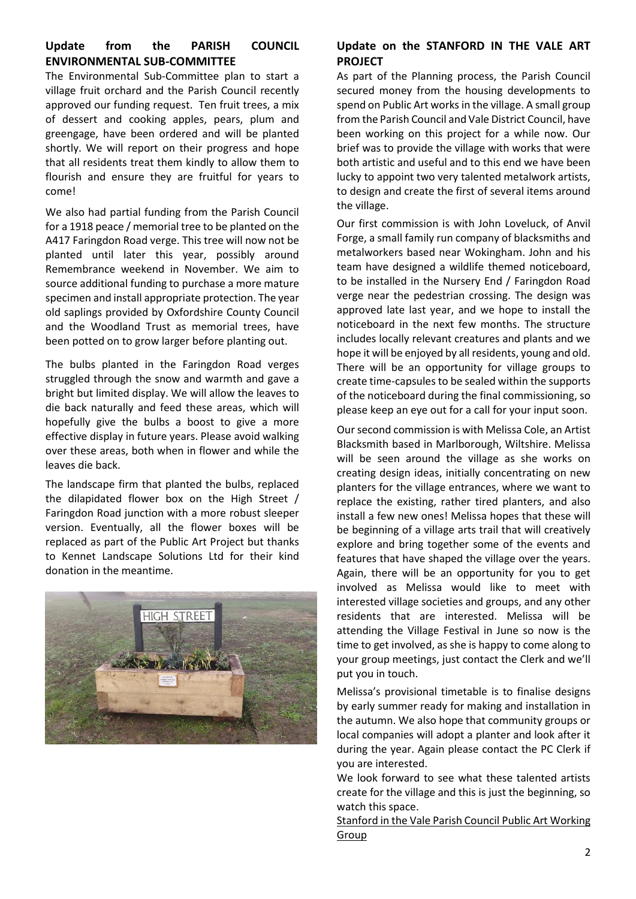## Update from the PARISH COUNCIL ENVIRONMENTAL SUB-COMMITTEE

The Environmental Sub-Committee plan to start a village fruit orchard and the Parish Council recently approved our funding request. Ten fruit trees, a mix of dessert and cooking apples, pears, plum and greengage, have been ordered and will be planted shortly. We will report on their progress and hope that all residents treat them kindly to allow them to flourish and ensure they are fruitful for years to come!

We also had partial funding from the Parish Council for a 1918 peace / memorial tree to be planted on the A417 Faringdon Road verge. This tree will now not be planted until later this year, possibly around Remembrance weekend in November. We aim to source additional funding to purchase a more mature specimen and install appropriate protection. The year old saplings provided by Oxfordshire County Council and the Woodland Trust as memorial trees, have been potted on to grow larger before planting out.

The bulbs planted in the Faringdon Road verges struggled through the snow and warmth and gave a bright but limited display. We will allow the leaves to die back naturally and feed these areas, which will hopefully give the bulbs a boost to give a more effective display in future years. Please avoid walking over these areas, both when in flower and while the leaves die back.

The landscape firm that planted the bulbs, replaced the dilapidated flower box on the High Street / Faringdon Road junction with a more robust sleeper version. Eventually, all the flower boxes will be replaced as part of the Public Art Project but thanks to Kennet Landscape Solutions Ltd for their kind donation in the meantime.

## Update on the STANFORD IN THE VALE ART PROJECT

As part of the Planning process, the Parish Council secured money from the housing developments to spend on Public Art works in the village. A small group from the Parish Council and Vale District Council, have been working on this project for a while now. Our brief was to provide the village with works that were both artistic and useful and to this end we have been lucky to appoint two very talented metalwork artists, to design and create the first of several items around the village.

Our first commission is with John Loveluck, of Anvil Forge, a small family run company of blacksmiths and metalworkers based near Wokingham. John and his team have designed a wildlife themed noticeboard, to be installed in the Nursery End / Faringdon Road verge near the pedestrian crossing. The design was approved late last year, and we hope to install the noticeboard in the next few months. The structure includes locally relevant creatures and plants and we hope it will be enjoyed by all residents, young and old. There will be an opportunity for village groups to create time-capsules to be sealed within the supports of the noticeboard during the final commissioning, so please keep an eye out for a call for your input soon.

Our second commission is with Melissa Cole, an Artist Blacksmith based in Marlborough, Wiltshire. Melissa will be seen around the village as she works on creating design ideas, initially concentrating on new planters for the village entrances, where we want to replace the existing, rather tired planters, and also install a few new ones! Melissa hopes that these will be beginning of a village arts trail that will creatively explore and bring together some of the events and features that have shaped the village over the years. Again, there will be an opportunity for you to get involved as Melissa would like to meet with interested village societies and groups, and any other residents that are interested. Melissa will be attending the Village Festival in June so now is the time to get involved, as she is happy to come along to your group meetings, just contact the Clerk and we'll put you in touch.

Melissa's provisional timetable is to finalise designs by early summer ready for making and installation in the autumn. We also hope that community groups or local companies will adopt a planter and look after it during the year. Again please contact the PC Clerk if you are interested.

We look forward to see what these talented artists create for the village and this is just the beginning, so watch this space.

Stanford in the Vale Parish Council Public Art Working Group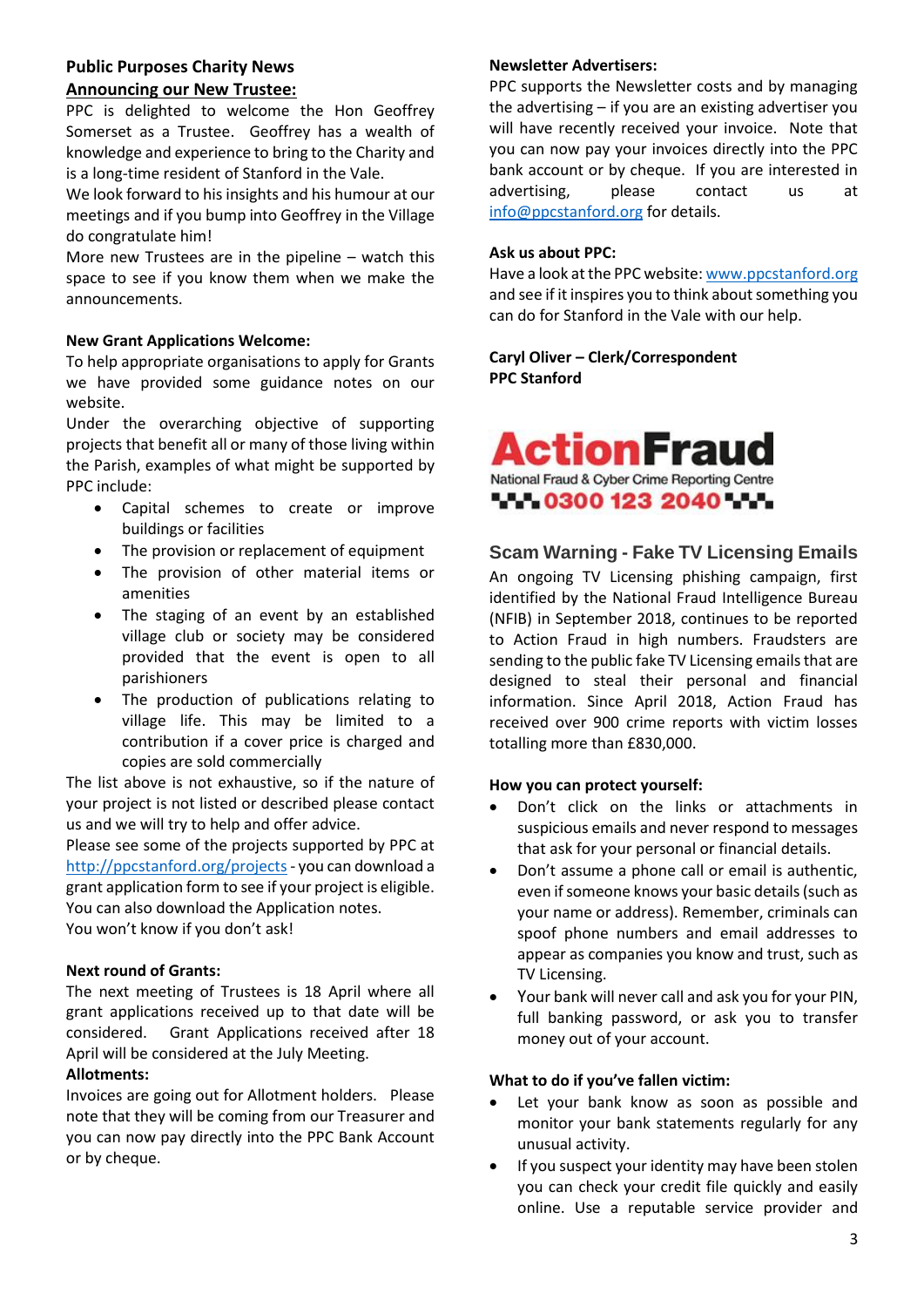## Public Purposes Charity News

### Announcing our New Trustee:

PPC is delighted to welcome the Hon Geoffrey Somerset as a Trustee. Geoffrey has a wealth of knowledge and experience to bring to the Charity and is a long-time resident of Stanford in the Vale.

We look forward to his insights and his humour at our meetings and if you bump into Geoffrey in the Village do congratulate him!

More new Trustees are in the pipeline – watch this space to see if you know them when we make the announcements.

**New Grant Applications Welcome:**

To help appropriate organisations to apply for Grants we have provided some guidance notes on our website.

Under the overarching objective of supporting projects that benefit all or many of those living within the Parish, examples of what might be supported by PPC include:

- Capital schemes to create or improve buildings or facilities
- The provision or replacement of equipment
- The provision of other material items or amenities
- The staging of an event by an established village club or society may be considered provided that the event is open to all parishioners
- The production of publications relating to village life. This may be limited to a contribution if a cover price is charged and copies are sold commercially

The list above is not exhaustive, so if the nature of your project is not listed or described please contact us and we will try to help and offer advice.

Please see some of the projects supported by PPC at http://ppcstanford.org/projects - you can download a grant application form to see if your project is eligible. You can also download the Application notes.

You won't know if you don't ask!

**Next round of Grants:**

The next meeting of Trustees is 18 April where all grant applications received up to that date will be considered. Grant Applications received after 18 April will be considered at the July Meeting.

**Allotments:**

Invoices are going out for Allotment holders. Please note that they will be coming from our Treasurer and you can now pay directly into the PPC Bank Account or by cheque.

**Newsletter Advertisers:**

PPC supports the Newsletter costs and by managing the advertising – if you are an existing advertiser you will have recently received your invoice. Note that you can now pay your invoices directly into the PPC bank account or by cheque. If you are interested in advertising, please contact us at info@ppcstanford.org for details.

**Ask us about PPC:**

Have a look at the PPC website: www.ppcstanford.org and see if it inspires you to think about something you can do for Stanford in the Vale with our help.

**Caryl Oliver – Clerk/Correspondent**
**PPC Stanford**

**ActionFraud**
National Fraud & Cyber Crime Reporting Centre
**0300 123 2040**

## Scam Warning - Fake TV Licensing Emails

An ongoing TV Licensing phishing campaign, first identified by the National Fraud Intelligence Bureau (NFIB) in September 2018, continues to be reported to Action Fraud in high numbers. Fraudsters are sending to the public fake TV Licensing emails that are designed to steal their personal and financial information. Since April 2018, Action Fraud has received over 900 crime reports with victim losses totalling more than £830,000.

**How you can protect yourself:**

- Don't click on the links or attachments in suspicious emails and never respond to messages that ask for your personal or financial details.
- Don't assume a phone call or email is authentic, even if someone knows your basic details (such as your name or address). Remember, criminals can spoof phone numbers and email addresses to appear as companies you know and trust, such as TV Licensing.
- Your bank will never call and ask you for your PIN, full banking password, or ask you to transfer money out of your account.

**What to do if you've fallen victim:**

- Let your bank know as soon as possible and monitor your bank statements regularly for any unusual activity.
- If you suspect your identity may have been stolen you can check your credit file quickly and easily online. Use a reputable service provider and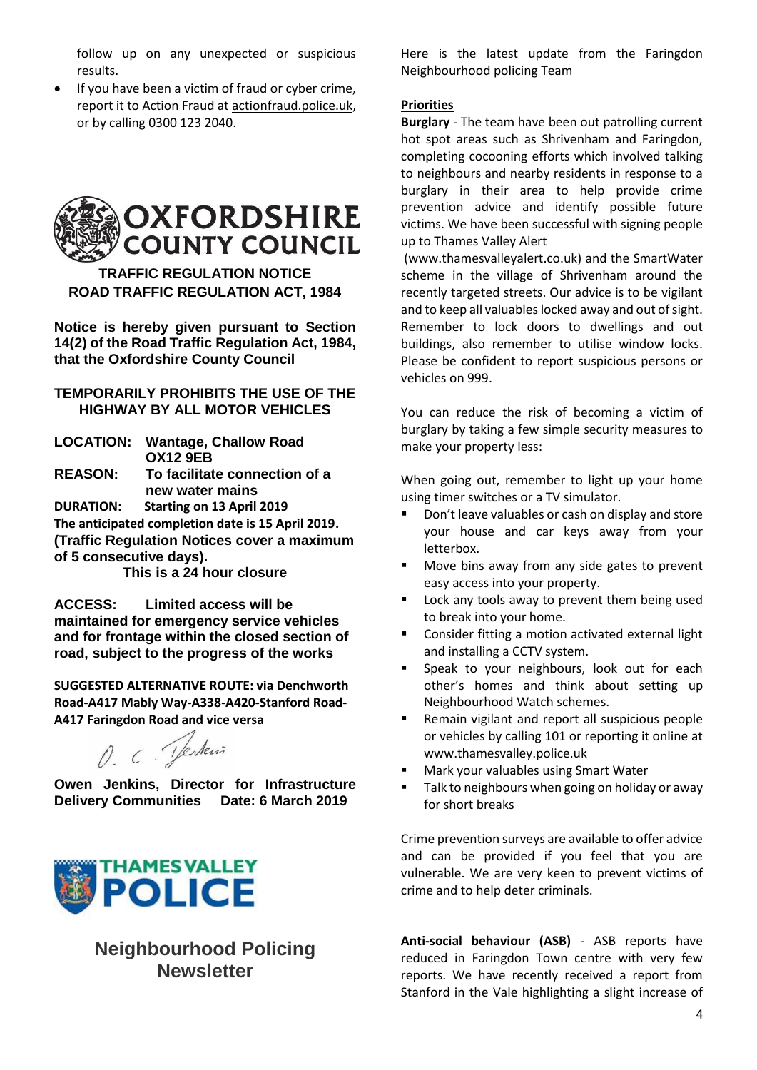follow up on any unexpected or suspicious results.

- If you have been a victim of fraud or cyber crime, report it to Action Fraud at actionfraud.police.uk, or by calling 0300 123 2040.

## OXFORDSHIRE COUNTY COUNCIL

**TRAFFIC REGULATION NOTICE**
**ROAD TRAFFIC REGULATION ACT, 1984**

**Notice is hereby given pursuant to Section 14(2) of the Road Traffic Regulation Act, 1984, that the Oxfordshire County Council**

**TEMPORARILY PROHIBITS THE USE OF THE HIGHWAY BY ALL MOTOR VEHICLES**

**LOCATION:** **Wantage, Challow Road OX12 9EB**
**REASON:** **To facilitate connection of a new water mains**
**DURATION:** **Starting on 13 April 2019**
**The anticipated completion date is 15 April 2019.**
**(Traffic Regulation Notices cover a maximum of 5 consecutive days).**
**This is a 24 hour closure**

**ACCESS:** **Limited access will be maintained for emergency service vehicles and for frontage within the closed section of road, subject to the progress of the works**

**SUGGESTED ALTERNATIVE ROUTE: via Denchworth Road-A417 Mably Way-A338-A420-Stanford Road-A417 Faringdon Road and vice versa**

*O. C. Jenkins*

**Owen Jenkins, Director for Infrastructure Delivery Communities** **Date: 6 March 2019**

## THAMES VALLEY POLICE

## Neighbourhood Policing Newsletter

Here is the latest update from the Faringdon Neighbourhood policing Team

**Priorities**

**Burglary** - The team have been out patrolling current hot spot areas such as Shrivenham and Faringdon, completing cocooning efforts which involved talking to neighbours and nearby residents in response to a burglary in their area to help provide crime prevention advice and identify possible future victims. We have been successful with signing people up to Thames Valley Alert (www.thamesvalleyalert.co.uk) and the SmartWater scheme in the village of Shrivenham around the recently targeted streets. Our advice is to be vigilant and to keep all valuables locked away and out of sight. Remember to lock doors to dwellings and out buildings, also remember to utilise window locks. Please be confident to report suspicious persons or vehicles on 999.

You can reduce the risk of becoming a victim of burglary by taking a few simple security measures to make your property less:

When going out, remember to light up your home using timer switches or a TV simulator.

- Don't leave valuables or cash on display and store your house and car keys away from your letterbox.
- Move bins away from any side gates to prevent easy access into your property.
- Lock any tools away to prevent them being used to break into your home.
- Consider fitting a motion activated external light and installing a CCTV system.
- Speak to your neighbours, look out for each other's homes and think about setting up Neighbourhood Watch schemes.
- Remain vigilant and report all suspicious people or vehicles by calling 101 or reporting it online at www.thamesvalley.police.uk
- Mark your valuables using Smart Water
- Talk to neighbours when going on holiday or away for short breaks

Crime prevention surveys are available to offer advice and can be provided if you feel that you are vulnerable. We are very keen to prevent victims of crime and to help deter criminals.

**Anti-social behaviour (ASB)** - ASB reports have reduced in Faringdon Town centre with very few reports. We have recently received a report from Stanford in the Vale highlighting a slight increase of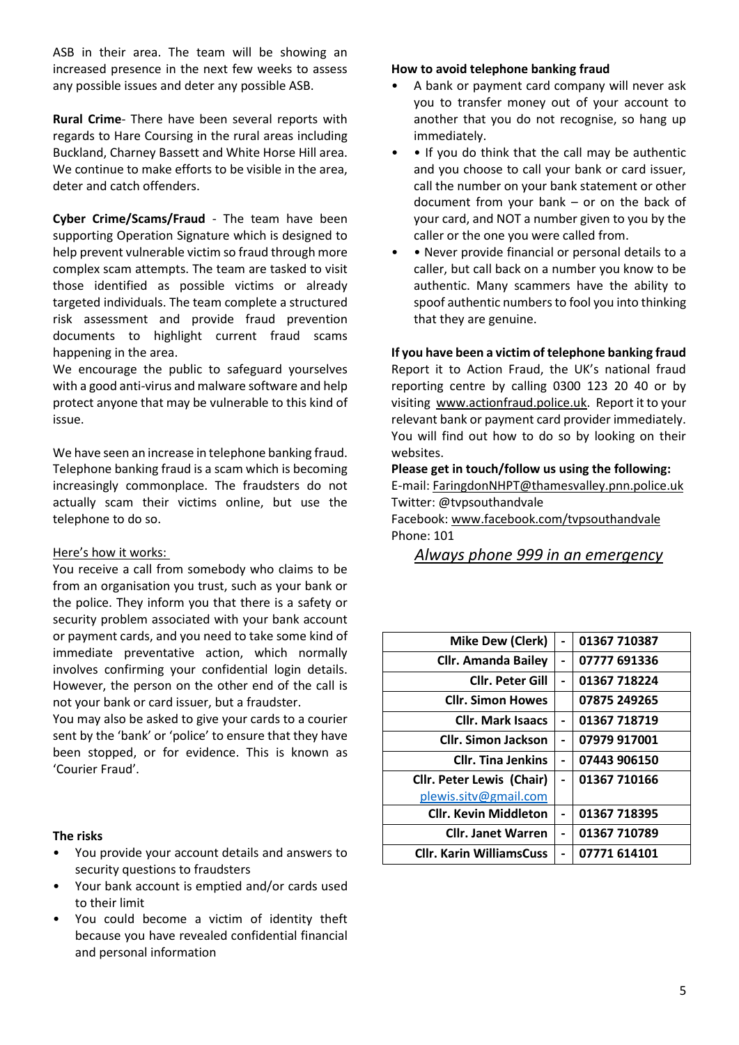ASB in their area. The team will be showing an increased presence in the next few weeks to assess any possible issues and deter any possible ASB.

**Rural Crime**- There have been several reports with regards to Hare Coursing in the rural areas including Buckland, Charney Bassett and White Horse Hill area. We continue to make efforts to be visible in the area, deter and catch offenders.

**Cyber Crime/Scams/Fraud** - The team have been supporting Operation Signature which is designed to help prevent vulnerable victim so fraud through more complex scam attempts. The team are tasked to visit those identified as possible victims or already targeted individuals. The team complete a structured risk assessment and provide fraud prevention documents to highlight current fraud scams happening in the area.
We encourage the public to safeguard yourselves with a good anti-virus and malware software and help protect anyone that may be vulnerable to this kind of issue.

We have seen an increase in telephone banking fraud. Telephone banking fraud is a scam which is becoming increasingly commonplace. The fraudsters do not actually scam their victims online, but use the telephone to do so.

Here's how it works:
You receive a call from somebody who claims to be from an organisation you trust, such as your bank or the police. They inform you that there is a safety or security problem associated with your bank account or payment cards, and you need to take some kind of immediate preventative action, which normally involves confirming your confidential login details. However, the person on the other end of the call is not your bank or card issuer, but a fraudster.
You may also be asked to give your cards to a courier sent by the 'bank' or 'police' to ensure that they have been stopped, or for evidence. This is known as 'Courier Fraud'.

**The risks**

- You provide your account details and answers to security questions to fraudsters
- Your bank account is emptied and/or cards used to their limit
- You could become a victim of identity theft because you have revealed confidential financial and personal information

**How to avoid telephone banking fraud**

- A bank or payment card company will never ask you to transfer money out of your account to another that you do not recognise, so hang up immediately.
- • If you do think that the call may be authentic and you choose to call your bank or card issuer, call the number on your bank statement or other document from your bank – or on the back of your card, and NOT a number given to you by the caller or the one you were called from.
- • Never provide financial or personal details to a caller, but call back on a number you know to be authentic. Many scammers have the ability to spoof authentic numbers to fool you into thinking that they are genuine.

**If you have been a victim of telephone banking fraud**
Report it to Action Fraud, the UK's national fraud reporting centre by calling 0300 123 20 40 or by visiting www.actionfraud.police.uk. Report it to your relevant bank or payment card provider immediately. You will find out how to do so by looking on their websites.

**Please get in touch/follow us using the following:**
E-mail: FaringdonNHPT@thamesvalley.pnn.police.uk
Twitter: @tvpsouthandvale
Facebook: www.facebook.com/tvpsouthandvale
Phone: 101

*Always phone 999 in an emergency*

| | | |
|---|---|---|
| **Mike Dew (Clerk)** | - | **01367 710387** |
| **Cllr. Amanda Bailey** | - | **07777 691336** |
| **Cllr. Peter Gill** | - | **01367 718224** |
| **Cllr. Simon Howes** | | **07875 249265** |
| **Cllr. Mark Isaacs** | - | **01367 718719** |
| **Cllr. Simon Jackson** | - | **07979 917001** |
| **Cllr. Tina Jenkins** | - | **07443 906150** |
| **Cllr. Peter Lewis (Chair)** plewis.sitv@gmail.com | - | **01367 710166** |
| **Cllr. Kevin Middleton** | - | **01367 718395** |
| **Cllr. Janet Warren** | - | **01367 710789** |
| **Cllr. Karin WilliamsCuss** | - | **07771 614101** |